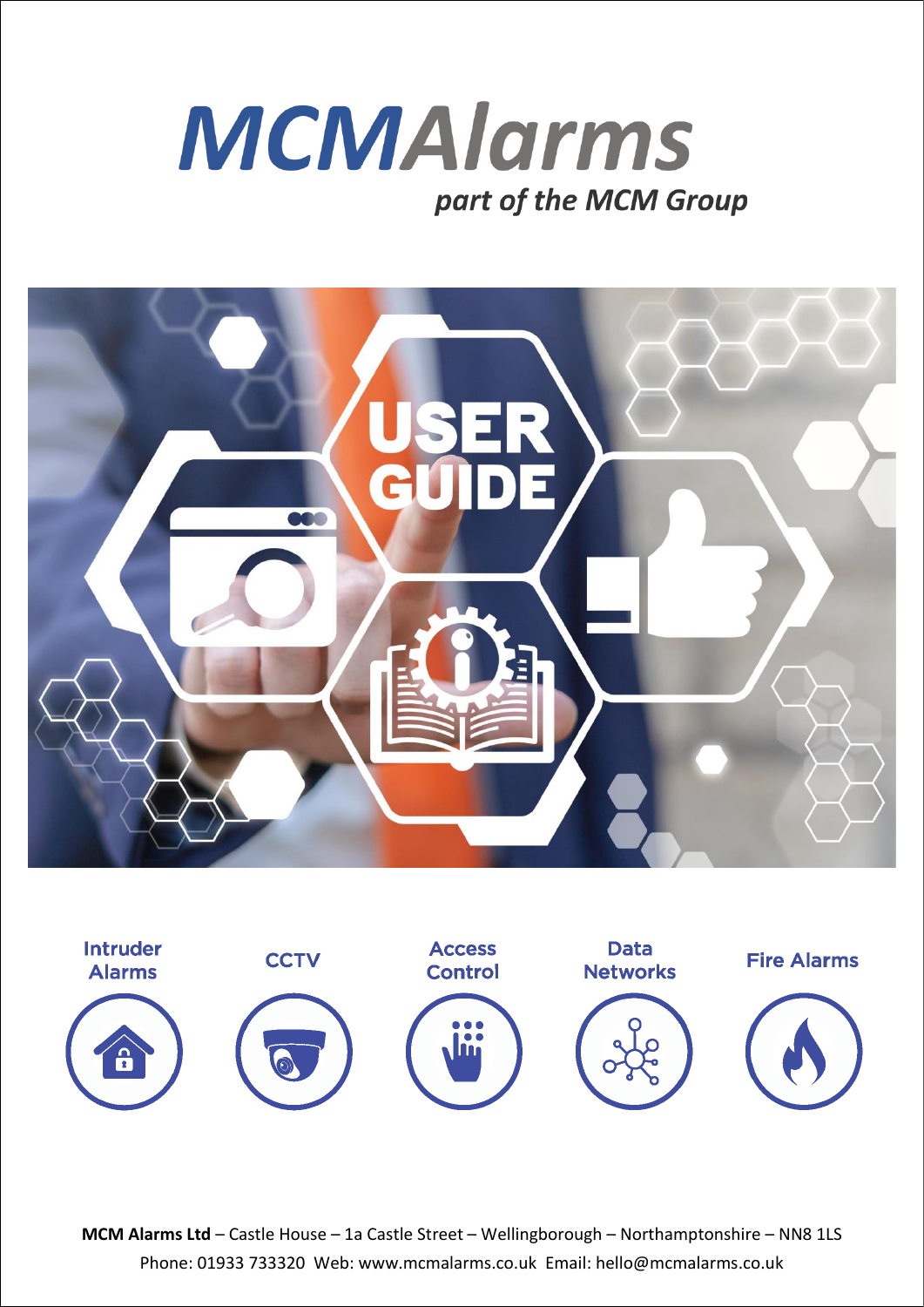# MCMAlarms

*part of the MCM Group*

USER GUIDE

Intruder Alarms

CCTV

Access Control

Data Networks

Fire Alarms

**MCM Alarms Ltd** – Castle House – 1a Castle Street – Wellingborough – Northamptonshire – NN8 1LS

Phone: 01933 733320 Web: www.mcmalarms.co.uk Email: hello@mcmalarms.co.uk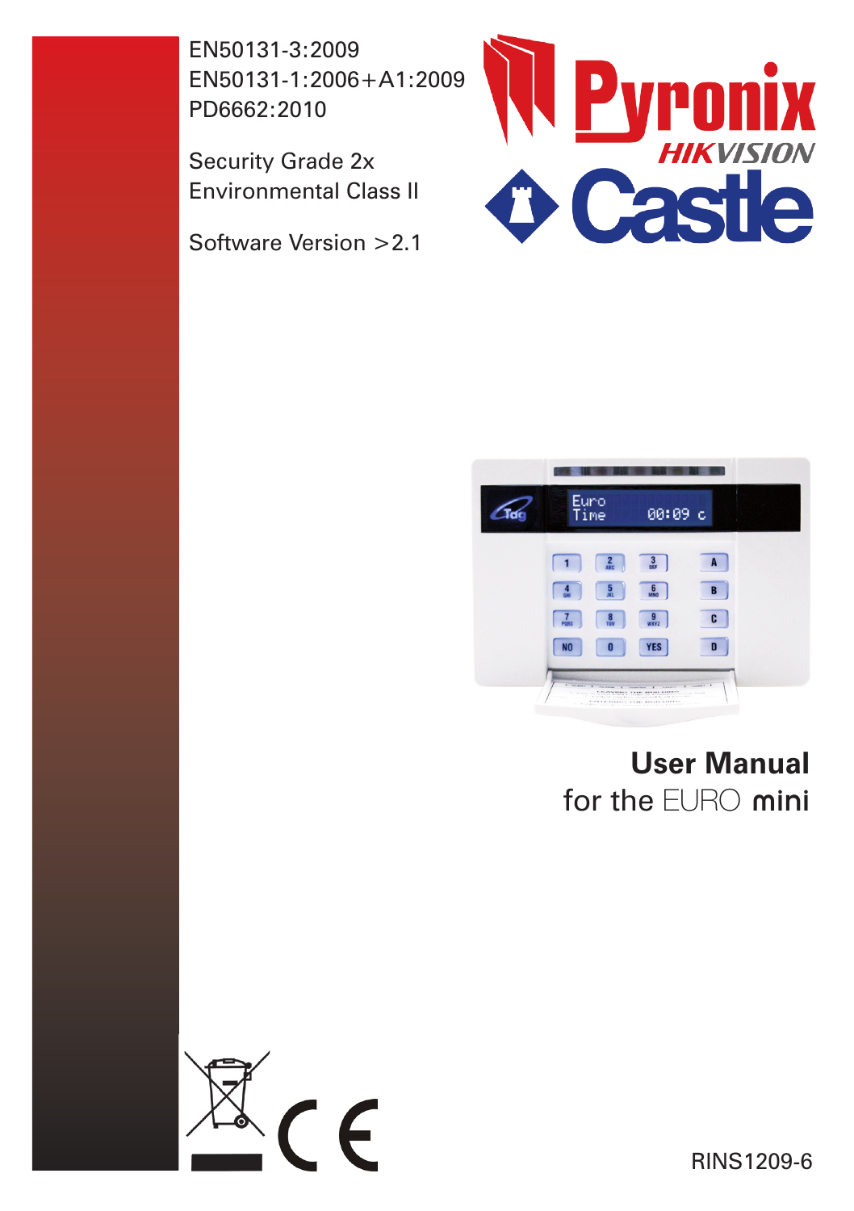EN50131-3:2009
EN50131-1:2006+A1:2009
PD6662:2010

Security Grade 2x
Environmental Class II

Software Version >2.1

# User Manual
for the EURO **mini**

RINS1209-6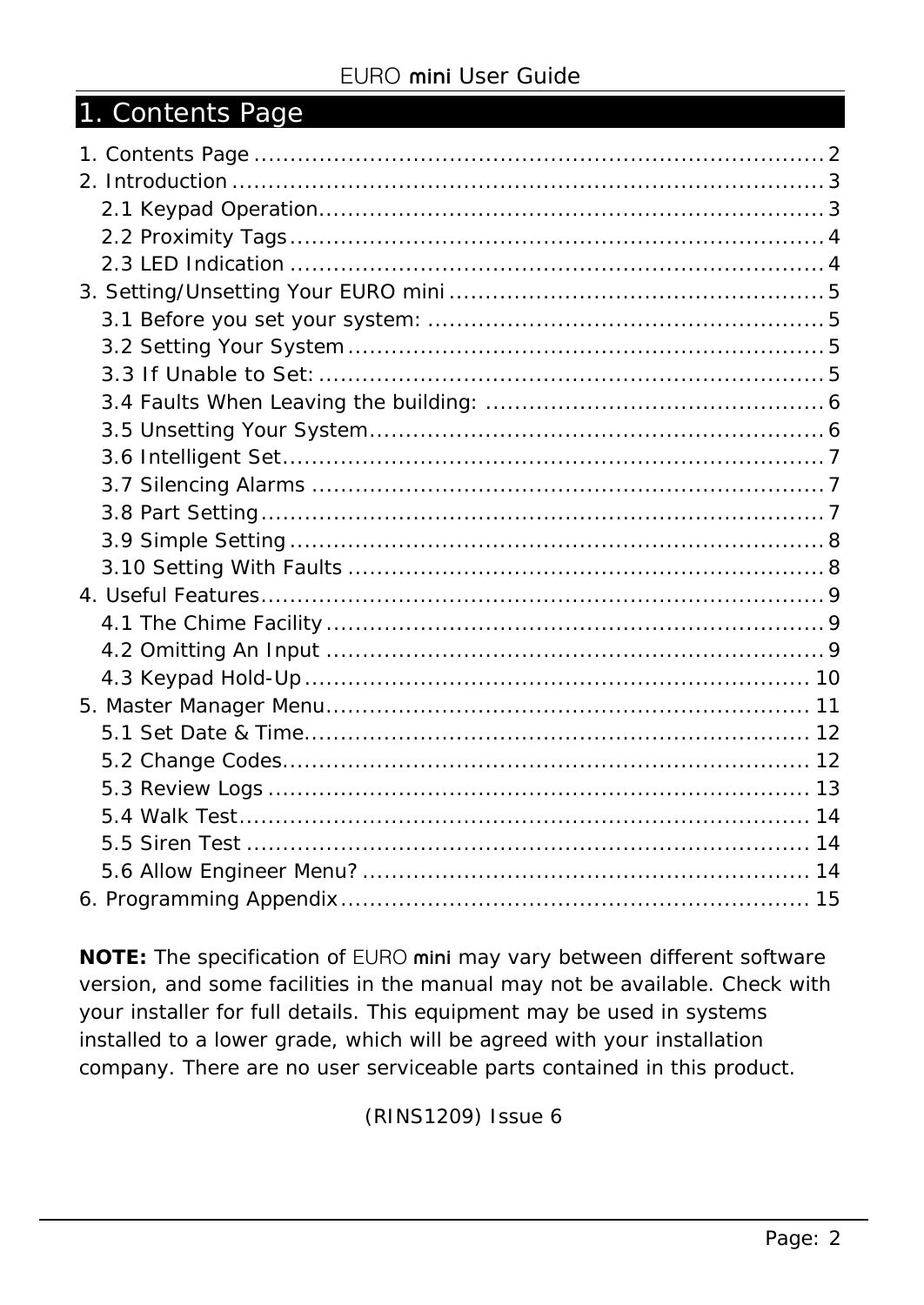# 1. Contents Page

1. Contents Page ........................................................................ 2
2. Introduction ........................................................................ 3
   - 2.1 Keypad Operation ........................................................................ 3
   - 2.2 Proximity Tags ........................................................................ 4
   - 2.3 LED Indication ........................................................................ 4
3. Setting/Unsetting Your EURO mini ........................................................................ 5
   - 3.1 Before you set your system: ........................................................................ 5
   - 3.2 Setting Your System ........................................................................ 5
   - 3.3 If Unable to Set: ........................................................................ 5
   - 3.4 Faults When Leaving the building: ........................................................................ 6
   - 3.5 Unsetting Your System ........................................................................ 6
   - 3.6 Intelligent Set ........................................................................ 7
   - 3.7 Silencing Alarms ........................................................................ 7
   - 3.8 Part Setting ........................................................................ 7
   - 3.9 Simple Setting ........................................................................ 8
   - 3.10 Setting With Faults ........................................................................ 8
4. Useful Features ........................................................................ 9
   - 4.1 The Chime Facility ........................................................................ 9
   - 4.2 Omitting An Input ........................................................................ 9
   - 4.3 Keypad Hold-Up ........................................................................ 10
5. Master Manager Menu ........................................................................ 11
   - 5.1 Set Date & Time ........................................................................ 12
   - 5.2 Change Codes ........................................................................ 12
   - 5.3 Review Logs ........................................................................ 13
   - 5.4 Walk Test ........................................................................ 14
   - 5.5 Siren Test ........................................................................ 14
   - 5.6 Allow Engineer Menu? ........................................................................ 14
6. Programming Appendix ........................................................................ 15

**NOTE:** The specification of EURO mini may vary between different software version, and some facilities in the manual may not be available. Check with your installer for full details. This equipment may be used in systems installed to a lower grade, which will be agreed with your installation company. There are no user serviceable parts contained in this product.

(RINS1209) Issue 6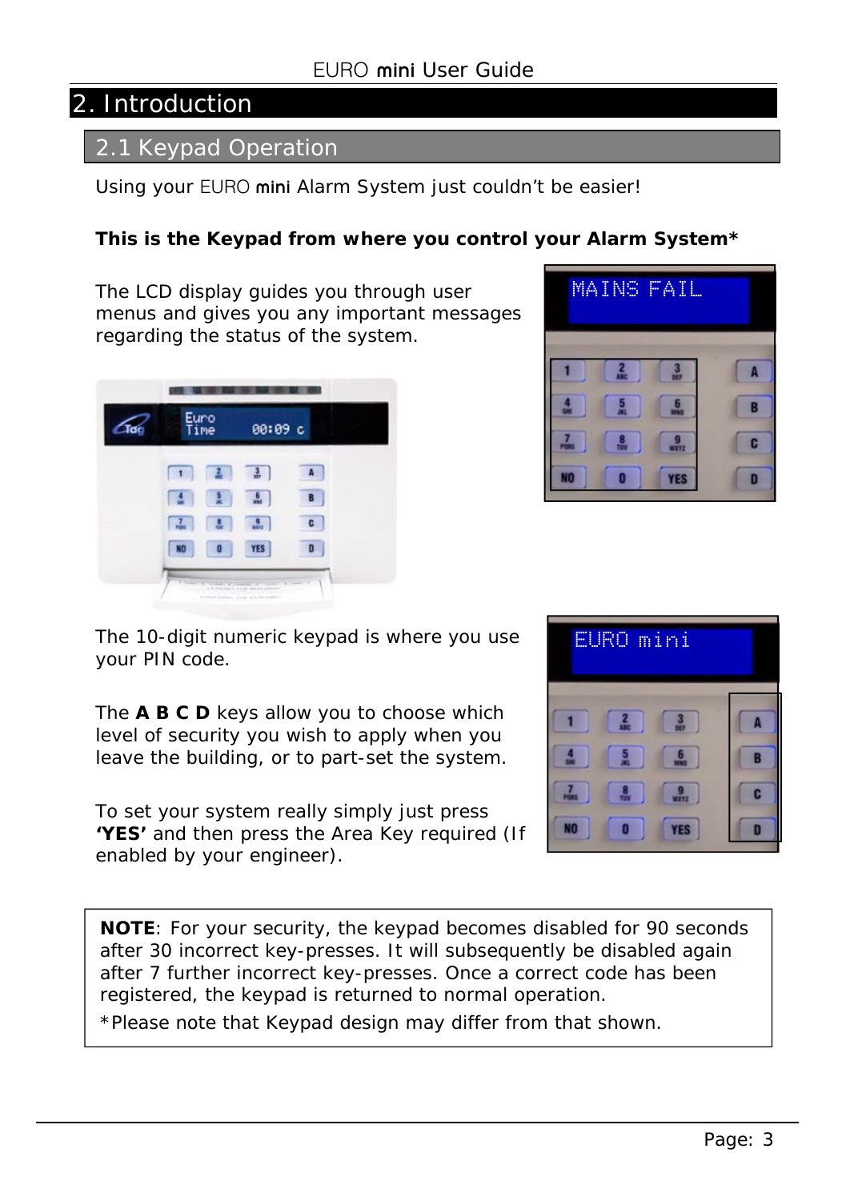# 2. Introduction

## 2.1 Keypad Operation

Using your EURO **mini** Alarm System just couldn't be easier!

**This is the Keypad from where you control your Alarm System***

The LCD display guides you through user menus and gives you any important messages regarding the status of the system.

The 10-digit numeric keypad is where you use your PIN code.

The **A B C D** keys allow you to choose which level of security you wish to apply when you leave the building, or to part-set the system.

To set your system really simply just press **'YES'** and then press the Area Key required (If enabled by your engineer).

**NOTE**: For your security, the keypad becomes disabled for 90 seconds after 30 incorrect key-presses. It will subsequently be disabled again after 7 further incorrect key-presses. Once a correct code has been registered, the keypad is returned to normal operation.

*Please note that Keypad design may differ from that shown.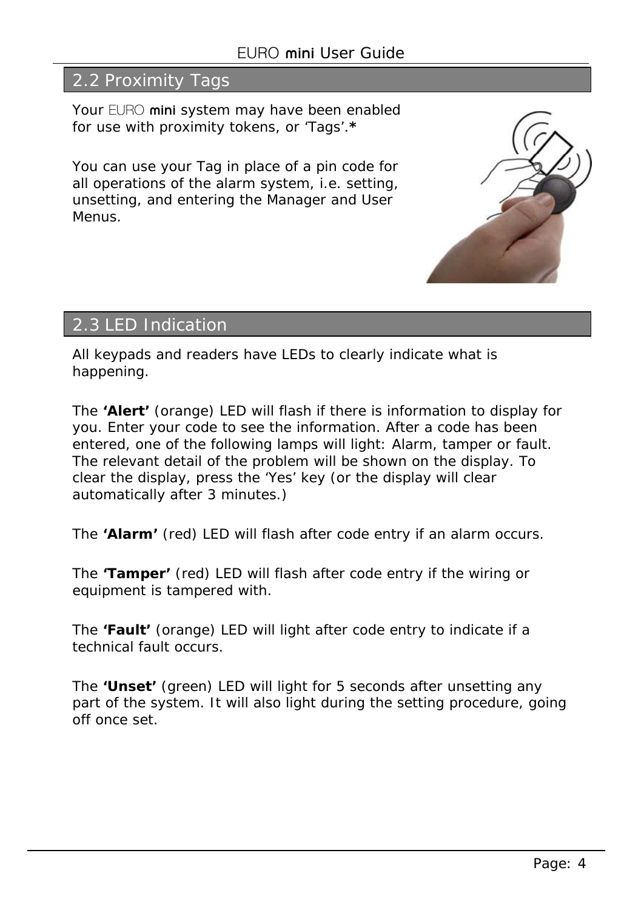## 2.2 Proximity Tags

Your EURO mini system may have been enabled for use with proximity tokens, or 'Tags'.*

You can use your Tag in place of a pin code for all operations of the alarm system, i.e. setting, unsetting, and entering the Manager and User Menus.

## 2.3 LED Indication

All keypads and readers have LEDs to clearly indicate what is happening.

The **'Alert'** (orange) LED will flash if there is information to display for you. Enter your code to see the information. After a code has been entered, one of the following lamps will light: Alarm, tamper or fault. The relevant detail of the problem will be shown on the display. To clear the display, press the 'Yes' key (or the display will clear automatically after 3 minutes.)

The **'Alarm'** (red) LED will flash after code entry if an alarm occurs.

The **'Tamper'** (red) LED will flash after code entry if the wiring or equipment is tampered with.

The **'Fault'** (orange) LED will light after code entry to indicate if a technical fault occurs.

The **'Unset'** (green) LED will light for 5 seconds after unsetting any part of the system. It will also light during the setting procedure, going off once set.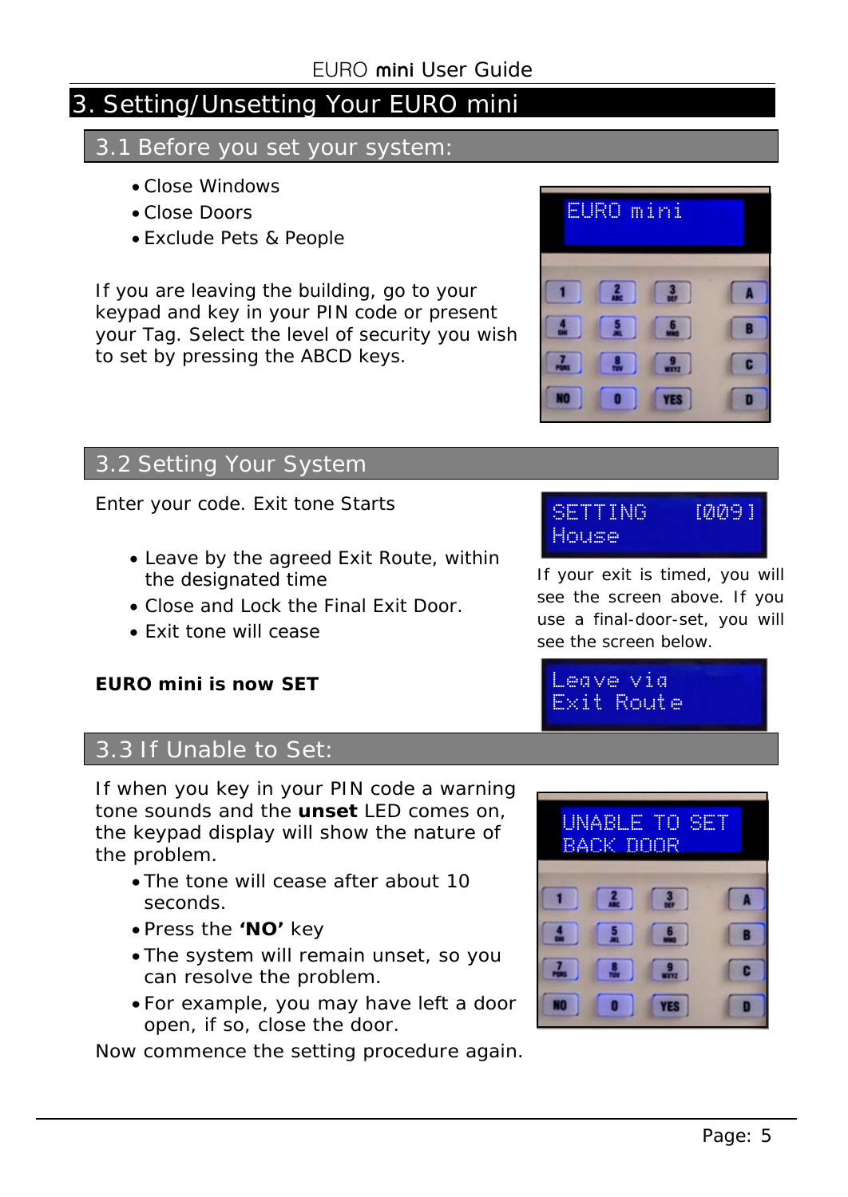# 3. Setting/Unsetting Your EURO mini

## 3.1 Before you set your system:

- Close Windows
- Close Doors
- Exclude Pets & People

If you are leaving the building, go to your keypad and key in your PIN code or present your Tag. Select the level of security you wish to set by pressing the ABCD keys.

## 3.2 Setting Your System

Enter your code. Exit tone Starts

- Leave by the agreed Exit Route, within the designated time
- Close and Lock the Final Exit Door.
- Exit tone will cease

**EURO mini is now SET**

If your exit is timed, you will see the screen above. If you use a final-door-set, you will see the screen below.

## 3.3 If Unable to Set:

If when you key in your PIN code a warning tone sounds and the **unset** LED comes on, the keypad display will show the nature of the problem.

- The tone will cease after about 10 seconds.
- Press the **'NO'** key
- The system will remain unset, so you can resolve the problem.
- For example, you may have left a door open, if so, close the door.

Now commence the setting procedure again.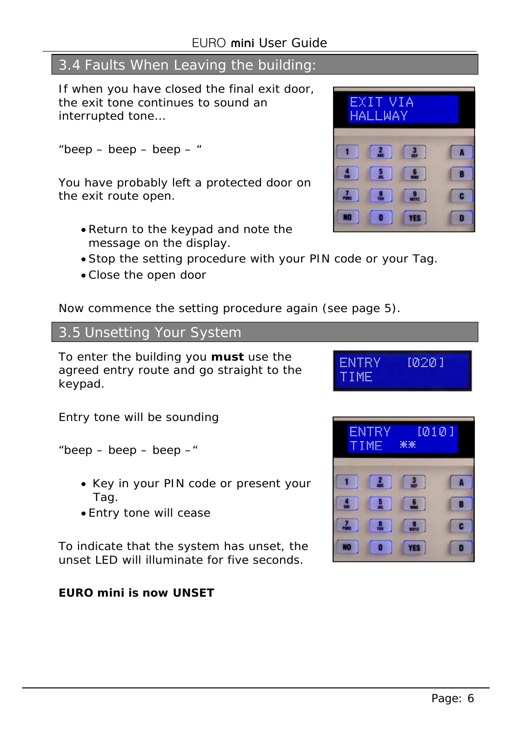## 3.4 Faults When Leaving the building:

If when you have closed the final exit door, the exit tone continues to sound an interrupted tone…

“beep – beep – beep – “

You have probably left a protected door on the exit route open.

- Return to the keypad and note the message on the display.
- Stop the setting procedure with your PIN code or your Tag.
- Close the open door

Now commence the setting procedure again (see page 5).

## 3.5 Unsetting Your System

To enter the building you **must** use the agreed entry route and go straight to the keypad.

Entry tone will be sounding

“beep – beep – beep –“

- Key in your PIN code or present your Tag.
- Entry tone will cease

To indicate that the system has unset, the unset LED will illuminate for five seconds.

**EURO mini is now UNSET**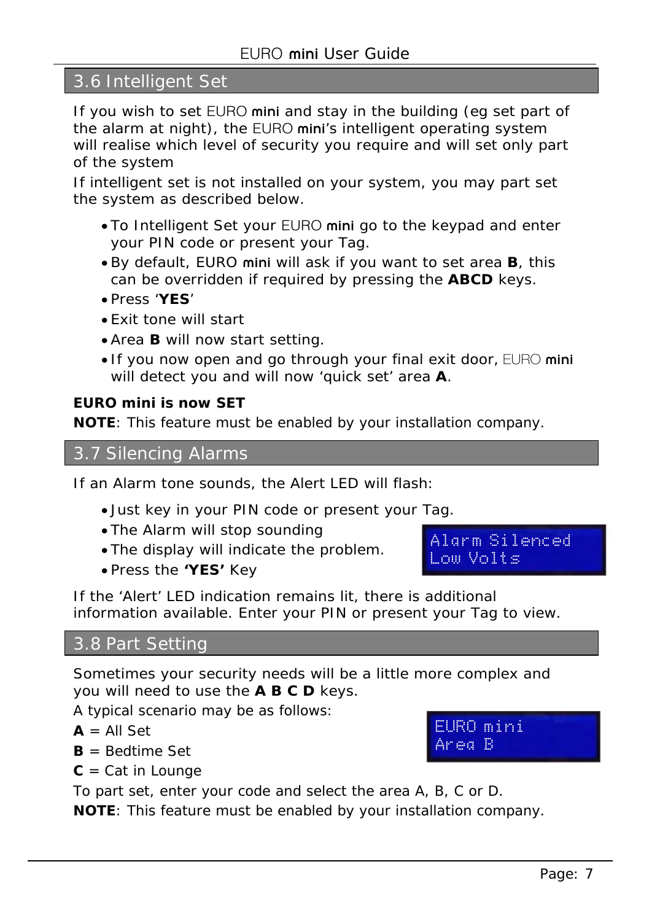## 3.6 Intelligent Set

If you wish to set EURO **mini** and stay in the building (eg set part of the alarm at night), the EURO **mini**'s intelligent operating system will realise which level of security you require and will set only part of the system

If intelligent set is not installed on your system, you may part set the system as described below.

- To Intelligent Set your EURO **mini** go to the keypad and enter your PIN code or present your Tag.
- By default, EURO **mini** will ask if you want to set area **B**, this can be overridden if required by pressing the **ABCD** keys.
- Press '**YES**'
- Exit tone will start
- Area **B** will now start setting.
- If you now open and go through your final exit door, EURO **mini** will detect you and will now 'quick set' area **A**.

**EURO mini is now SET**

**NOTE**: This feature must be enabled by your installation company.

## 3.7 Silencing Alarms

If an Alarm tone sounds, the Alert LED will flash:

- Just key in your PIN code or present your Tag.
- The Alarm will stop sounding
- The display will indicate the problem.
- Press the **'YES'** Key

```
Alarm Silenced
Low Volts
```

If the 'Alert' LED indication remains lit, there is additional information available. Enter your PIN or present your Tag to view.

## 3.8 Part Setting

Sometimes your security needs will be a little more complex and you will need to use the **A B C D** keys.

A typical scenario may be as follows:

**A** = All Set

**B** = Bedtime Set

**C** = Cat in Lounge

```
EURO mini
Area B
```

To part set, enter your code and select the area A, B, C or D.

**NOTE**: This feature must be enabled by your installation company.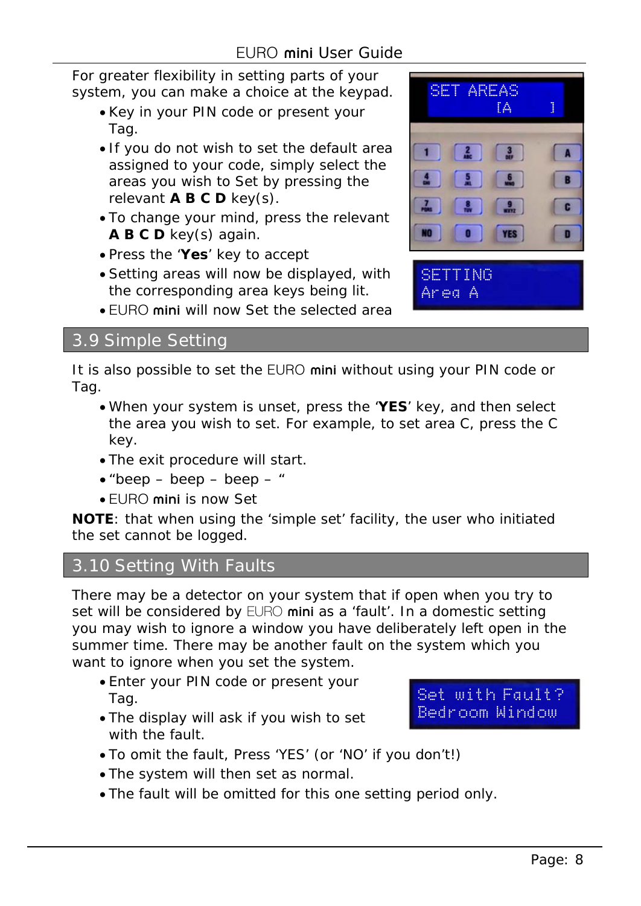For greater flexibility in setting parts of your system, you can make a choice at the keypad.

- Key in your PIN code or present your Tag.
- If you do not wish to set the default area assigned to your code, simply select the areas you wish to Set by pressing the relevant **A B C D** key(s).
- To change your mind, press the relevant **A B C D** key(s) again.
- Press the '**Yes**' key to accept
- Setting areas will now be displayed, with the corresponding area keys being lit.
- EURO **mini** will now Set the selected area

## 3.9 Simple Setting

It is also possible to set the EURO **mini** without using your PIN code or Tag.

- When your system is unset, press the '**YES**' key, and then select the area you wish to set. For example, to set area C, press the C key.
- The exit procedure will start.
- "beep – beep – beep – "
- EURO **mini** is now Set

**NOTE**: that when using the 'simple set' facility, the user who initiated the set cannot be logged.

## 3.10 Setting With Faults

There may be a detector on your system that if open when you try to set will be considered by EURO **mini** as a 'fault'. In a domestic setting you may wish to ignore a window you have deliberately left open in the summer time. There may be another fault on the system which you want to ignore when you set the system.

- Enter your PIN code or present your Tag.
- The display will ask if you wish to set with the fault.
- To omit the fault, Press 'YES' (or 'NO' if you don't!)
- The system will then set as normal.
- The fault will be omitted for this one setting period only.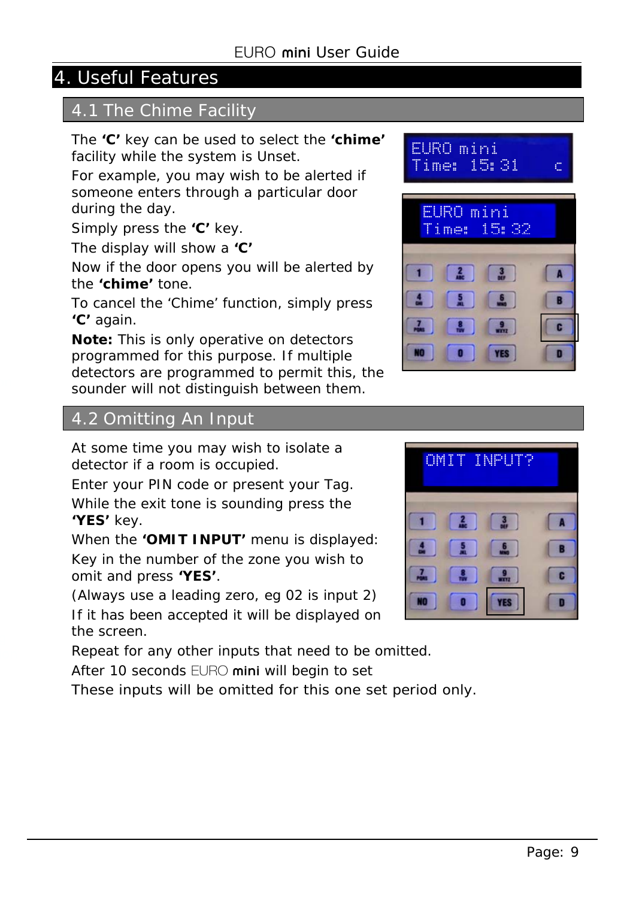# 4. Useful Features

## 4.1 The Chime Facility

The **'C'** key can be used to select the **'chime'** facility while the system is Unset.

For example, you may wish to be alerted if someone enters through a particular door during the day.

Simply press the **'C'** key.

The display will show a **'C'**

Now if the door opens you will be alerted by the **'chime'** tone.

To cancel the 'Chime' function, simply press **'C'** again.

**Note:** This is only operative on detectors programmed for this purpose. If multiple detectors are programmed to permit this, the sounder will not distinguish between them.

## 4.2 Omitting An Input

At some time you may wish to isolate a detector if a room is occupied.

Enter your PIN code or present your Tag.

While the exit tone is sounding press the **'YES'** key.

When the **'OMIT INPUT'** menu is displayed:

Key in the number of the zone you wish to omit and press **'YES'**.

(Always use a leading zero, eg 02 is input 2)

If it has been accepted it will be displayed on the screen.

Repeat for any other inputs that need to be omitted.

After 10 seconds EURO **mini** will begin to set

These inputs will be omitted for this one set period only.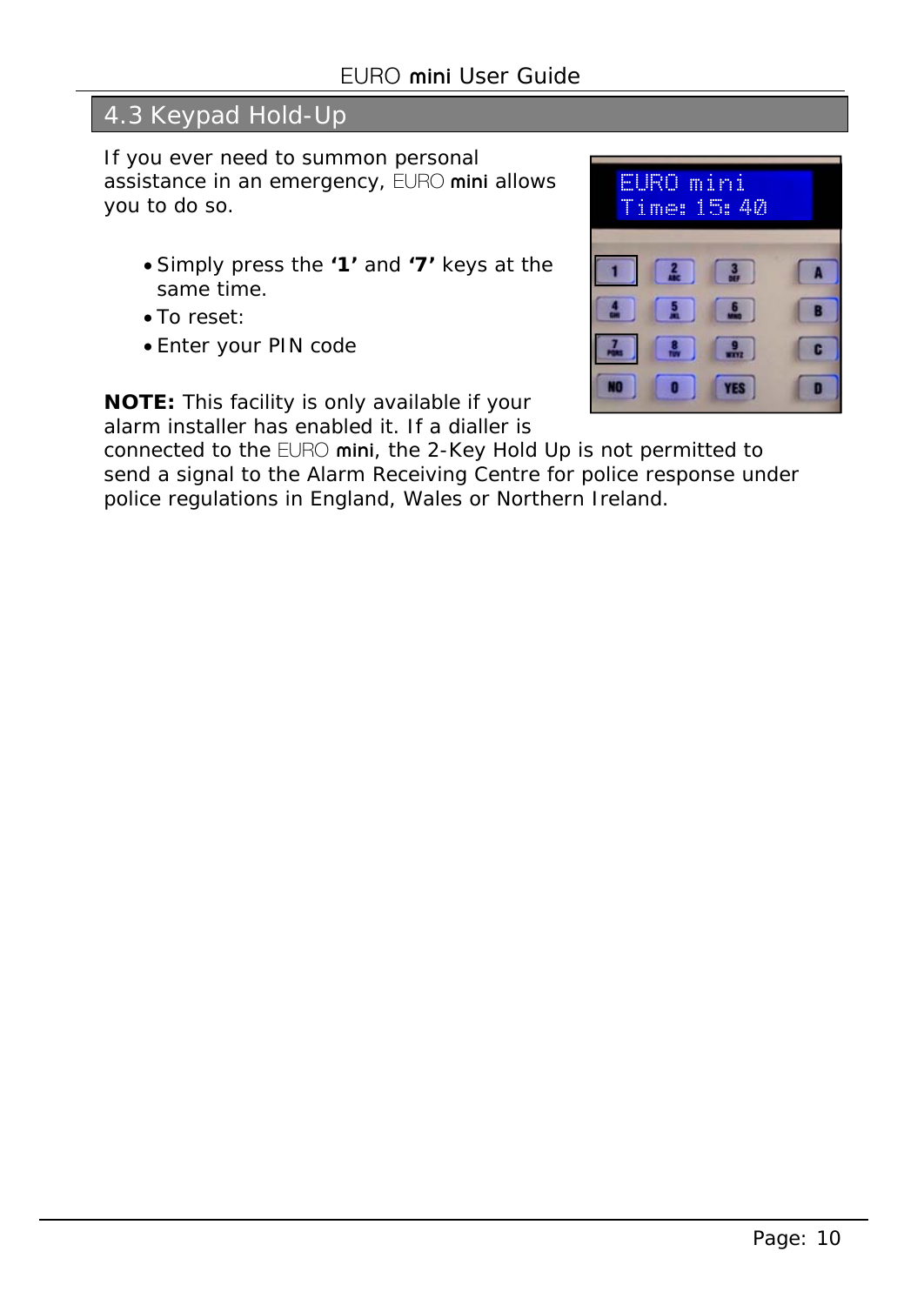## 4.3 Keypad Hold-Up

If you ever need to summon personal assistance in an emergency, EURO **mini** allows you to do so.

- Simply press the **'1'** and **'7'** keys at the same time.
- To reset:
- Enter your PIN code

**NOTE:** This facility is only available if your alarm installer has enabled it. If a dialler is connected to the EURO **mini**, the 2-Key Hold Up is not permitted to send a signal to the Alarm Receiving Centre for police response under police regulations in England, Wales or Northern Ireland.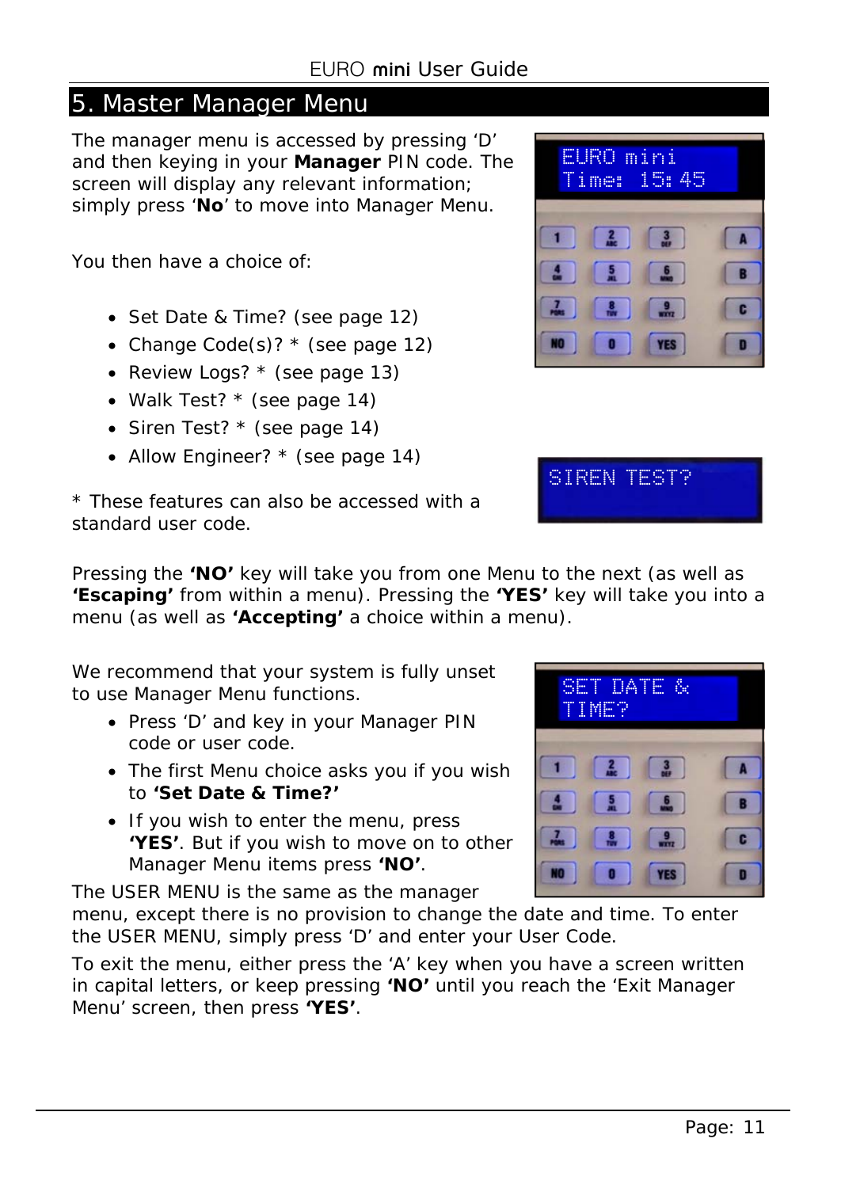# 5. Master Manager Menu

The manager menu is accessed by pressing 'D' and then keying in your **Manager** PIN code. The screen will display any relevant information; simply press '**No**' to move into Manager Menu.

You then have a choice of:

- Set Date & Time? (see page 12)
- Change Code(s)? * (see page 12)
- Review Logs? * (see page 13)
- Walk Test? * (see page 14)
- Siren Test? * (see page 14)
- Allow Engineer? * (see page 14)

* These features can also be accessed with a standard user code.

Pressing the **'NO'** key will take you from one Menu to the next (as well as **'Escaping'** from within a menu). Pressing the **'YES'** key will take you into a menu (as well as **'Accepting'** a choice within a menu).

We recommend that your system is fully unset to use Manager Menu functions.

- Press 'D' and key in your Manager PIN code or user code.
- The first Menu choice asks you if you wish to **'Set Date & Time?'**
- If you wish to enter the menu, press **'YES'**. But if you wish to move on to other Manager Menu items press **'NO'**.

The USER MENU is the same as the manager menu, except there is no provision to change the date and time. To enter the USER MENU, simply press 'D' and enter your User Code.

To exit the menu, either press the 'A' key when you have a screen written in capital letters, or keep pressing **'NO'** until you reach the 'Exit Manager Menu' screen, then press **'YES'**.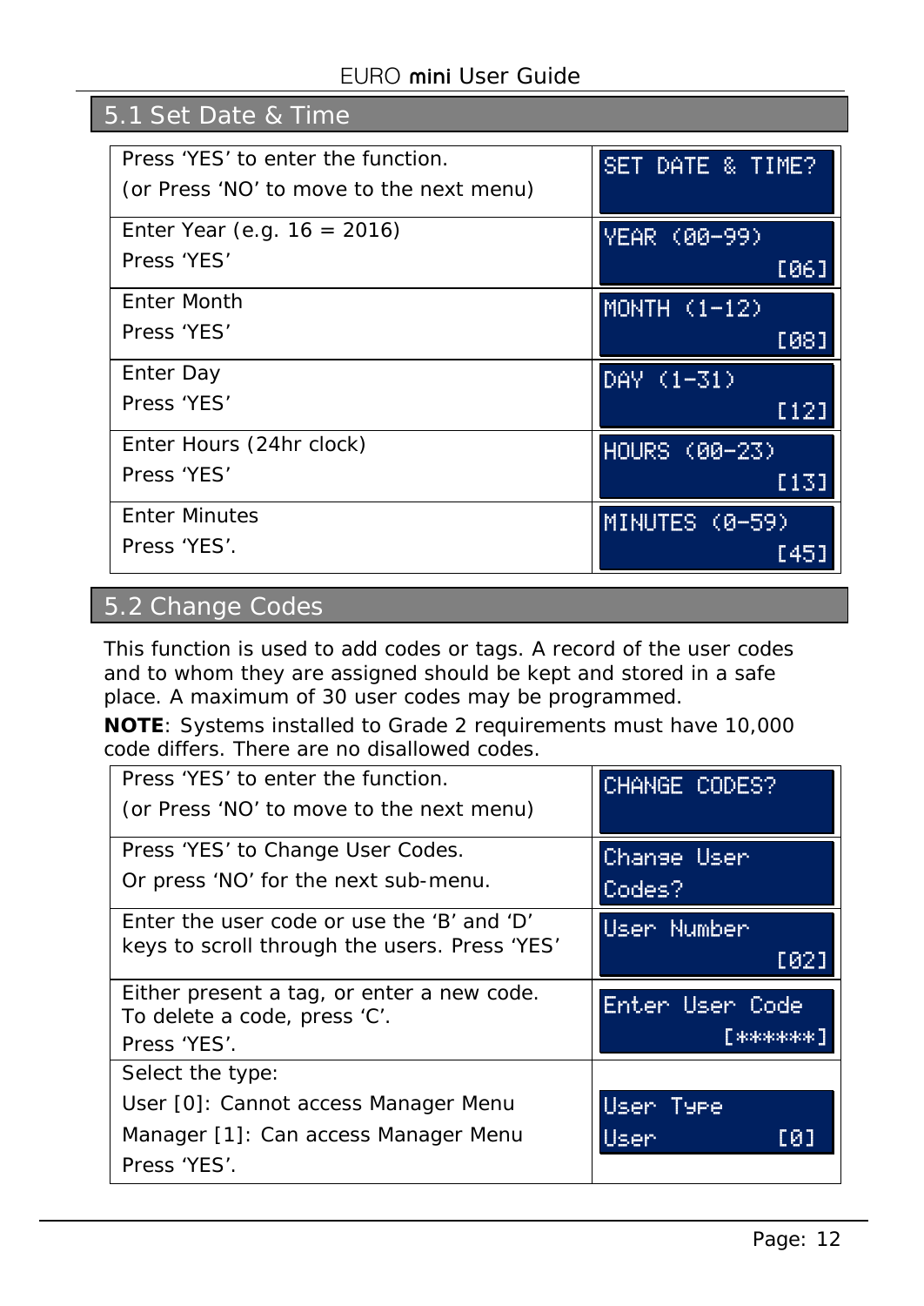## 5.1 Set Date & Time

| | |
|---|---|
| Press 'YES' to enter the function.<br>(or Press 'NO' to move to the next menu) | SET DATE & TIME? |
| Enter Year (e.g. 16 = 2016)<br>Press 'YES' | YEAR (00-99)<br>[06] |
| Enter Month<br>Press 'YES' | MONTH (1-12)<br>[08] |
| Enter Day<br>Press 'YES' | DAY (1-31)<br>[12] |
| Enter Hours (24hr clock)<br>Press 'YES' | HOURS (00-23)<br>[13] |
| Enter Minutes<br>Press 'YES'. | MINUTES (0-59)<br>[45] |

## 5.2 Change Codes

This function is used to add codes or tags. A record of the user codes and to whom they are assigned should be kept and stored in a safe place. A maximum of 30 user codes may be programmed.

**NOTE**: Systems installed to Grade 2 requirements must have 10,000 code differs. There are no disallowed codes.

| | |
|---|---|
| Press 'YES' to enter the function.<br>(or Press 'NO' to move to the next menu) | CHANGE CODES? |
| Press 'YES' to Change User Codes.<br>Or press 'NO' for the next sub-menu. | Change User<br>Codes? |
| Enter the user code or use the 'B' and 'D' keys to scroll through the users. Press 'YES' | User Number<br>[02] |
| Either present a tag, or enter a new code.<br>To delete a code, press 'C'.<br>Press 'YES'. | Enter User Code<br>[******] |
| Select the type:<br>User [0]: Cannot access Manager Menu<br>Manager [1]: Can access Manager Menu<br>Press 'YES'. | User Type<br>User [0] |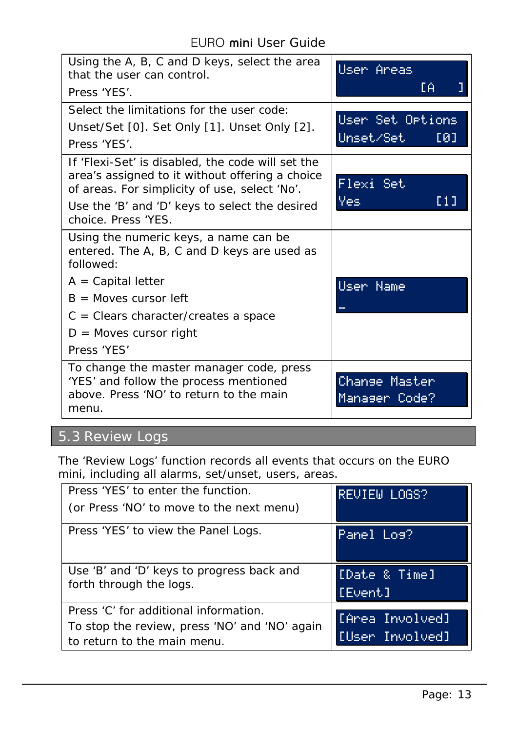| | |
|---|---|
| Using the A, B, C and D keys, select the area that the user can control.<br><br>Press 'YES'. | User Areas<br>[A ] |
| Select the limitations for the user code:<br><br>Unset/Set [0]. Set Only [1]. Unset Only [2].<br><br>Press 'YES'. | User Set Options<br>Unset/Set [0] |
| If 'Flexi-Set' is disabled, the code will set the area's assigned to it without offering a choice of areas. For simplicity of use, select 'No'.<br><br>Use the 'B' and 'D' keys to select the desired choice. Press 'YES. | Flexi Set<br>Yes [1] |
| Using the numeric keys, a name can be entered. The A, B, C and D keys are used as followed:<br><br>A = Capital letter<br><br>B = Moves cursor left<br><br>C = Clears character/creates a space<br><br>D = Moves cursor right<br><br>Press 'YES' | User Name<br>_ |
| To change the master manager code, press 'YES' and follow the process mentioned above. Press 'NO' to return to the main menu. | Change Master<br>Manager Code? |

## 5.3 Review Logs

The 'Review Logs' function records all events that occurs on the EURO mini, including all alarms, set/unset, users, areas.

| | |
|---|---|
| Press 'YES' to enter the function.<br><br>(or Press 'NO' to move to the next menu) | REVIEW LOGS? |
| Press 'YES' to view the Panel Logs. | Panel Log? |
| Use 'B' and 'D' keys to progress back and forth through the logs. | [Date & Time]<br>[Event] |
| Press 'C' for additional information.<br><br>To stop the review, press 'NO' and 'NO' again to return to the main menu. | [Area Involved]<br>[User Involved] |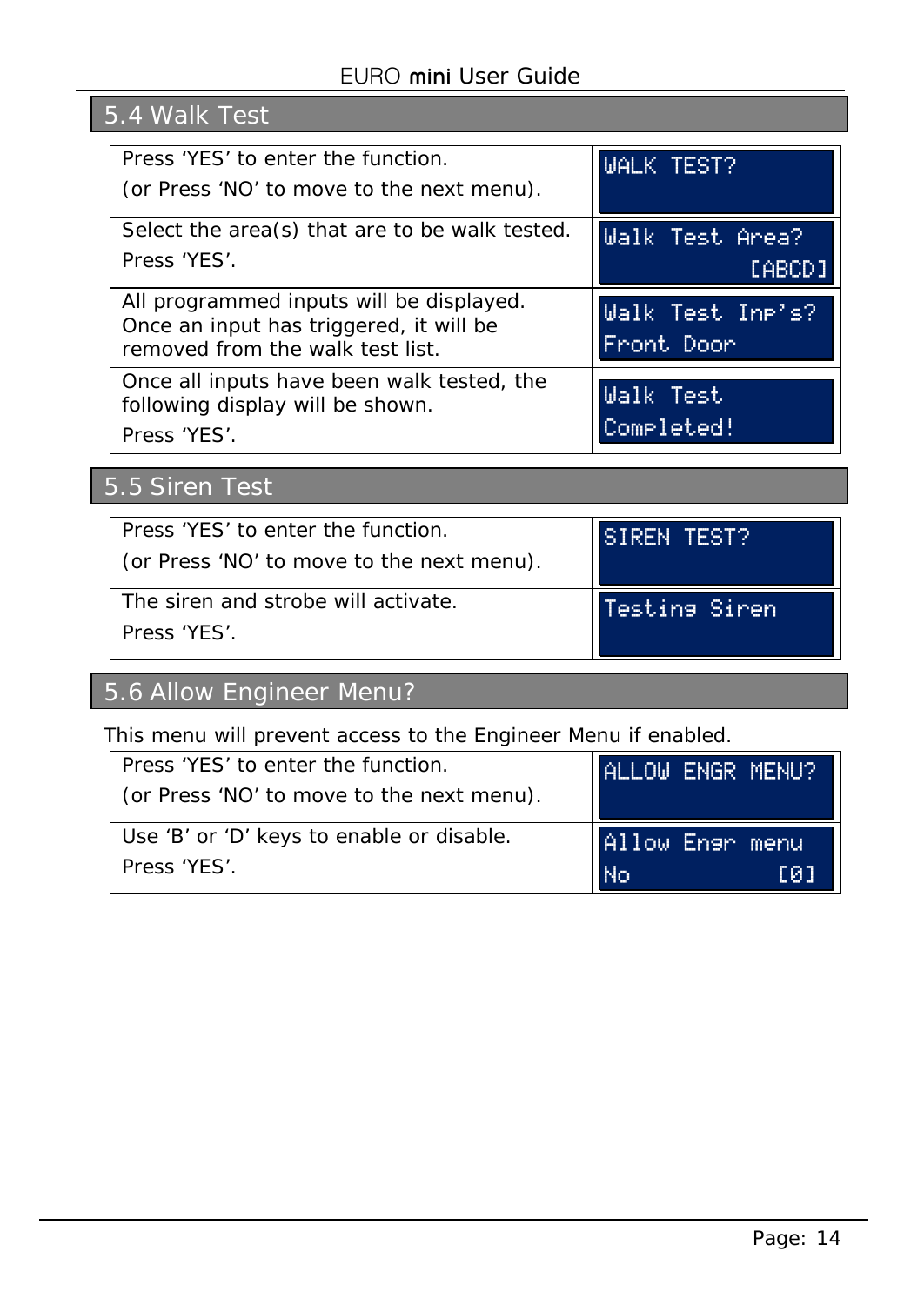## 5.4 Walk Test

| | |
|---|---|
| Press 'YES' to enter the function.<br>(or Press 'NO' to move to the next menu). | WALK TEST? |
| Select the area(s) that are to be walk tested.<br>Press 'YES'. | Walk Test Area?<br>[ABCD] |
| All programmed inputs will be displayed. Once an input has triggered, it will be removed from the walk test list. | Walk Test Inp's?<br>Front Door |
| Once all inputs have been walk tested, the following display will be shown.<br>Press 'YES'. | Walk Test<br>Completed! |

## 5.5 Siren Test

| | |
|---|---|
| Press 'YES' to enter the function.<br>(or Press 'NO' to move to the next menu). | SIREN TEST? |
| The siren and strobe will activate.<br>Press 'YES'. | Testing Siren |

## 5.6 Allow Engineer Menu?

This menu will prevent access to the Engineer Menu if enabled.

| | |
|---|---|
| Press 'YES' to enter the function.<br>(or Press 'NO' to move to the next menu). | ALLOW ENGR MENU? |
| Use 'B' or 'D' keys to enable or disable.<br>Press 'YES'. | Allow Engr menu<br>No [0] |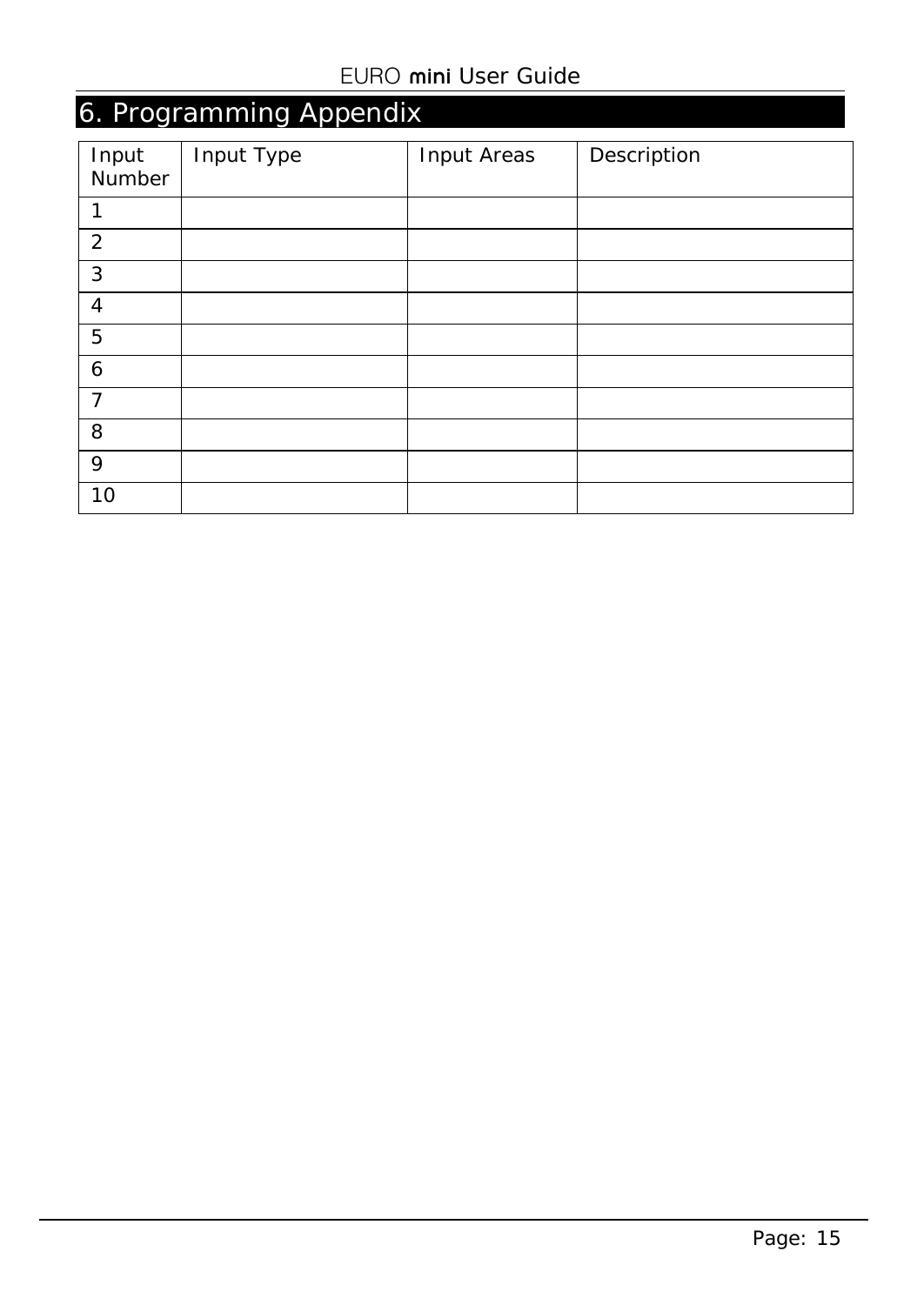# 6. Programming Appendix

| Input Number | Input Type | Input Areas | Description |
|---|---|---|---|
| 1 | | | |
| 2 | | | |
| 3 | | | |
| 4 | | | |
| 5 | | | |
| 6 | | | |
| 7 | | | |
| 8 | | | |
| 9 | | | |
| 10 | | | |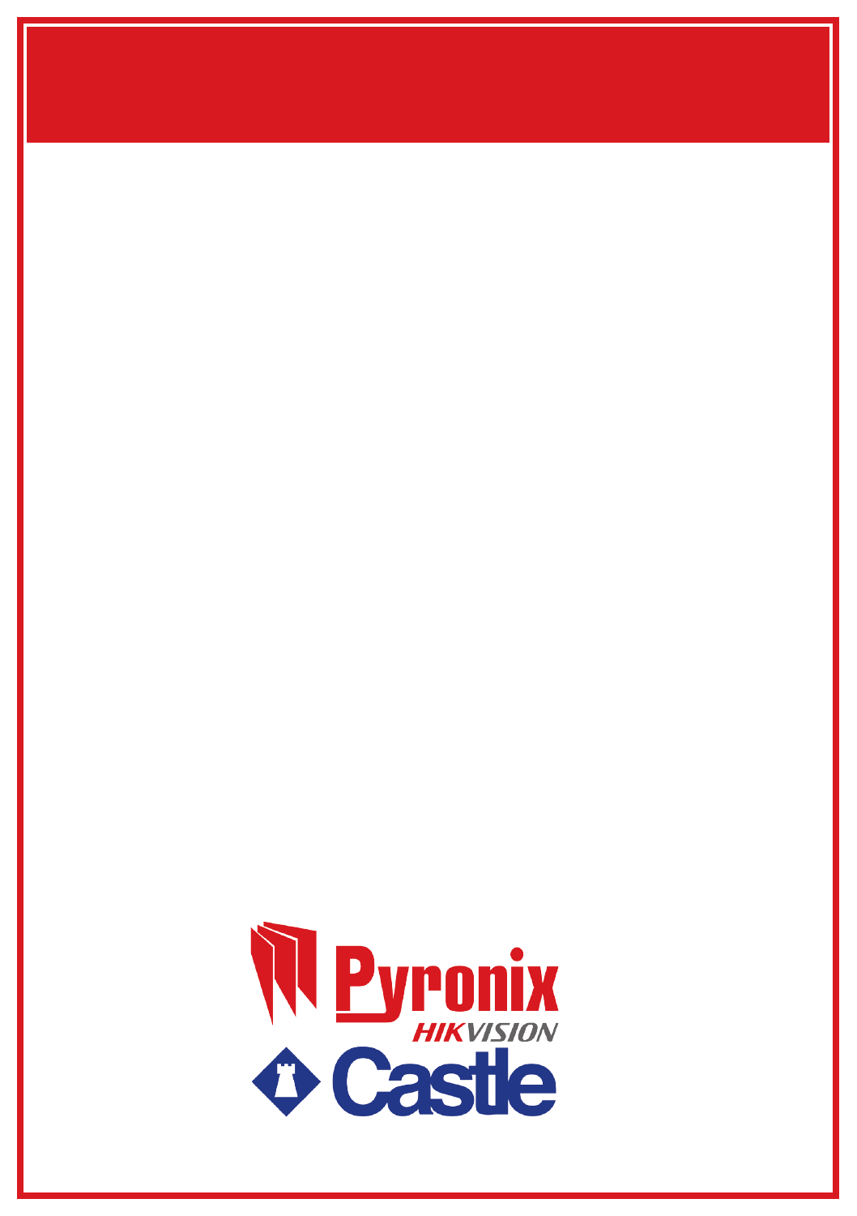Pyronix

HIKVISION

Castle